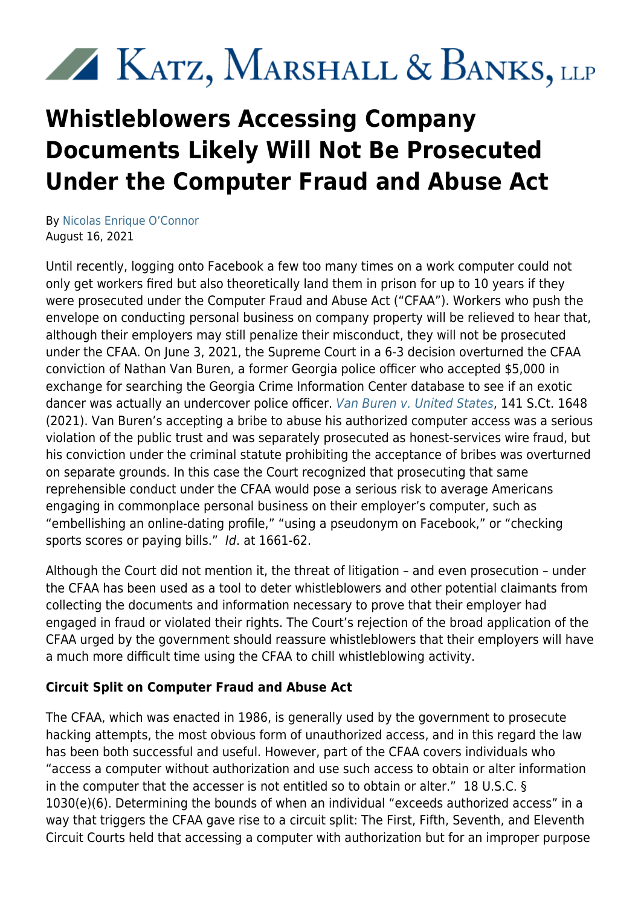# Katz, Marshall & Banks, LLP

# Whistleblowers Accessing Company Documents Likely Will Not Be Prosecuted Under the Computer Fraud and Abuse Act

By Nicolas Enrique O'Connor
August 16, 2021

Until recently, logging onto Facebook a few too many times on a work computer could not only get workers fired but also theoretically land them in prison for up to 10 years if they were prosecuted under the Computer Fraud and Abuse Act ("CFAA"). Workers who push the envelope on conducting personal business on company property will be relieved to hear that, although their employers may still penalize their misconduct, they will not be prosecuted under the CFAA. On June 3, 2021, the Supreme Court in a 6-3 decision overturned the CFAA conviction of Nathan Van Buren, a former Georgia police officer who accepted $5,000 in exchange for searching the Georgia Crime Information Center database to see if an exotic dancer was actually an undercover police officer. *Van Buren v. United States*, 141 S.Ct. 1648 (2021). Van Buren's accepting a bribe to abuse his authorized computer access was a serious violation of the public trust and was separately prosecuted as honest-services wire fraud, but his conviction under the criminal statute prohibiting the acceptance of bribes was overturned on separate grounds. In this case the Court recognized that prosecuting that same reprehensible conduct under the CFAA would pose a serious risk to average Americans engaging in commonplace personal business on their employer's computer, such as "embellishing an online-dating profile," "using a pseudonym on Facebook," or "checking sports scores or paying bills." *Id*. at 1661-62.

Although the Court did not mention it, the threat of litigation – and even prosecution – under the CFAA has been used as a tool to deter whistleblowers and other potential claimants from collecting the documents and information necessary to prove that their employer had engaged in fraud or violated their rights. The Court's rejection of the broad application of the CFAA urged by the government should reassure whistleblowers that their employers will have a much more difficult time using the CFAA to chill whistleblowing activity.

**Circuit Split on Computer Fraud and Abuse Act**

The CFAA, which was enacted in 1986, is generally used by the government to prosecute hacking attempts, the most obvious form of unauthorized access, and in this regard the law has been both successful and useful. However, part of the CFAA covers individuals who "access a computer without authorization and use such access to obtain or alter information in the computer that the accesser is not entitled so to obtain or alter." 18 U.S.C. § 1030(e)(6). Determining the bounds of when an individual "exceeds authorized access" in a way that triggers the CFAA gave rise to a circuit split: The First, Fifth, Seventh, and Eleventh Circuit Courts held that accessing a computer with authorization but for an improper purpose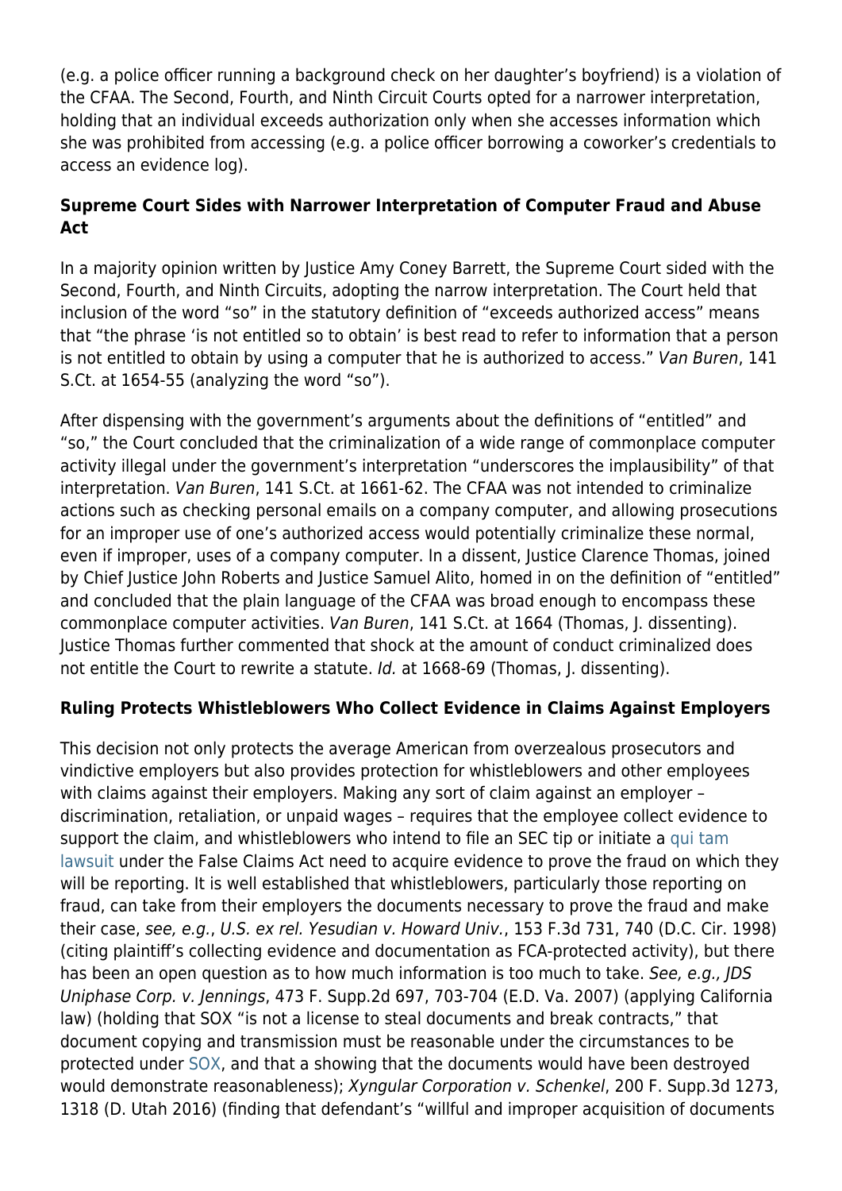(e.g. a police officer running a background check on her daughter's boyfriend) is a violation of the CFAA. The Second, Fourth, and Ninth Circuit Courts opted for a narrower interpretation, holding that an individual exceeds authorization only when she accesses information which she was prohibited from accessing (e.g. a police officer borrowing a coworker's credentials to access an evidence log).

### Supreme Court Sides with Narrower Interpretation of Computer Fraud and Abuse Act

In a majority opinion written by Justice Amy Coney Barrett, the Supreme Court sided with the Second, Fourth, and Ninth Circuits, adopting the narrow interpretation. The Court held that inclusion of the word "so" in the statutory definition of "exceeds authorized access" means that "the phrase 'is not entitled so to obtain' is best read to refer to information that a person is not entitled to obtain by using a computer that he is authorized to access." *Van Buren*, 141 S.Ct. at 1654-55 (analyzing the word "so").

After dispensing with the government's arguments about the definitions of "entitled" and "so," the Court concluded that the criminalization of a wide range of commonplace computer activity illegal under the government's interpretation "underscores the implausibility" of that interpretation. *Van Buren*, 141 S.Ct. at 1661-62. The CFAA was not intended to criminalize actions such as checking personal emails on a company computer, and allowing prosecutions for an improper use of one's authorized access would potentially criminalize these normal, even if improper, uses of a company computer. In a dissent, Justice Clarence Thomas, joined by Chief Justice John Roberts and Justice Samuel Alito, homed in on the definition of "entitled" and concluded that the plain language of the CFAA was broad enough to encompass these commonplace computer activities. *Van Buren*, 141 S.Ct. at 1664 (Thomas, J. dissenting). Justice Thomas further commented that shock at the amount of conduct criminalized does not entitle the Court to rewrite a statute. *Id.* at 1668-69 (Thomas, J. dissenting).

### Ruling Protects Whistleblowers Who Collect Evidence in Claims Against Employers

This decision not only protects the average American from overzealous prosecutors and vindictive employers but also provides protection for whistleblowers and other employees with claims against their employers. Making any sort of claim against an employer – discrimination, retaliation, or unpaid wages – requires that the employee collect evidence to support the claim, and whistleblowers who intend to file an SEC tip or initiate a qui tam lawsuit under the False Claims Act need to acquire evidence to prove the fraud on which they will be reporting. It is well established that whistleblowers, particularly those reporting on fraud, can take from their employers the documents necessary to prove the fraud and make their case, *see, e.g.*, *U.S. ex rel. Yesudian v. Howard Univ.*, 153 F.3d 731, 740 (D.C. Cir. 1998) (citing plaintiff's collecting evidence and documentation as FCA-protected activity), but there has been an open question as to how much information is too much to take. *See, e.g., JDS Uniphase Corp. v. Jennings*, 473 F. Supp.2d 697, 703-704 (E.D. Va. 2007) (applying California law) (holding that SOX "is not a license to steal documents and break contracts," that document copying and transmission must be reasonable under the circumstances to be protected under SOX, and that a showing that the documents would have been destroyed would demonstrate reasonableness); *Xyngular Corporation v. Schenkel*, 200 F. Supp.3d 1273, 1318 (D. Utah 2016) (finding that defendant's "willful and improper acquisition of documents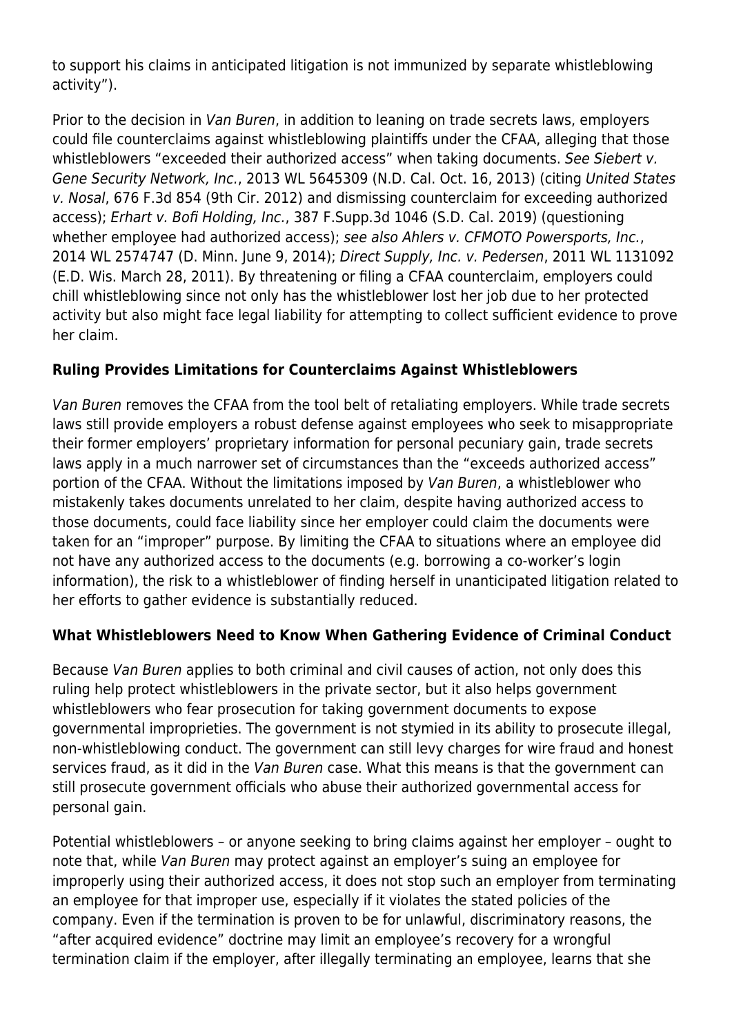to support his claims in anticipated litigation is not immunized by separate whistleblowing activity").

Prior to the decision in *Van Buren*, in addition to leaning on trade secrets laws, employers could file counterclaims against whistleblowing plaintiffs under the CFAA, alleging that those whistleblowers "exceeded their authorized access" when taking documents. *See Siebert v. Gene Security Network, Inc.*, 2013 WL 5645309 (N.D. Cal. Oct. 16, 2013) (citing *United States v. Nosal*, 676 F.3d 854 (9th Cir. 2012) and dismissing counterclaim for exceeding authorized access); *Erhart v. Bofi Holding, Inc.*, 387 F.Supp.3d 1046 (S.D. Cal. 2019) (questioning whether employee had authorized access); *see also Ahlers v. CFMOTO Powersports, Inc.*, 2014 WL 2574747 (D. Minn. June 9, 2014); *Direct Supply, Inc. v. Pedersen*, 2011 WL 1131092 (E.D. Wis. March 28, 2011). By threatening or filing a CFAA counterclaim, employers could chill whistleblowing since not only has the whistleblower lost her job due to her protected activity but also might face legal liability for attempting to collect sufficient evidence to prove her claim.

**Ruling Provides Limitations for Counterclaims Against Whistleblowers**

*Van Buren* removes the CFAA from the tool belt of retaliating employers. While trade secrets laws still provide employers a robust defense against employees who seek to misappropriate their former employers' proprietary information for personal pecuniary gain, trade secrets laws apply in a much narrower set of circumstances than the "exceeds authorized access" portion of the CFAA. Without the limitations imposed by *Van Buren*, a whistleblower who mistakenly takes documents unrelated to her claim, despite having authorized access to those documents, could face liability since her employer could claim the documents were taken for an "improper" purpose. By limiting the CFAA to situations where an employee did not have any authorized access to the documents (e.g. borrowing a co-worker's login information), the risk to a whistleblower of finding herself in unanticipated litigation related to her efforts to gather evidence is substantially reduced.

**What Whistleblowers Need to Know When Gathering Evidence of Criminal Conduct**

Because *Van Buren* applies to both criminal and civil causes of action, not only does this ruling help protect whistleblowers in the private sector, but it also helps government whistleblowers who fear prosecution for taking government documents to expose governmental improprieties. The government is not stymied in its ability to prosecute illegal, non-whistleblowing conduct. The government can still levy charges for wire fraud and honest services fraud, as it did in the *Van Buren* case. What this means is that the government can still prosecute government officials who abuse their authorized governmental access for personal gain.

Potential whistleblowers – or anyone seeking to bring claims against her employer – ought to note that, while *Van Buren* may protect against an employer's suing an employee for improperly using their authorized access, it does not stop such an employer from terminating an employee for that improper use, especially if it violates the stated policies of the company. Even if the termination is proven to be for unlawful, discriminatory reasons, the "after acquired evidence" doctrine may limit an employee's recovery for a wrongful termination claim if the employer, after illegally terminating an employee, learns that she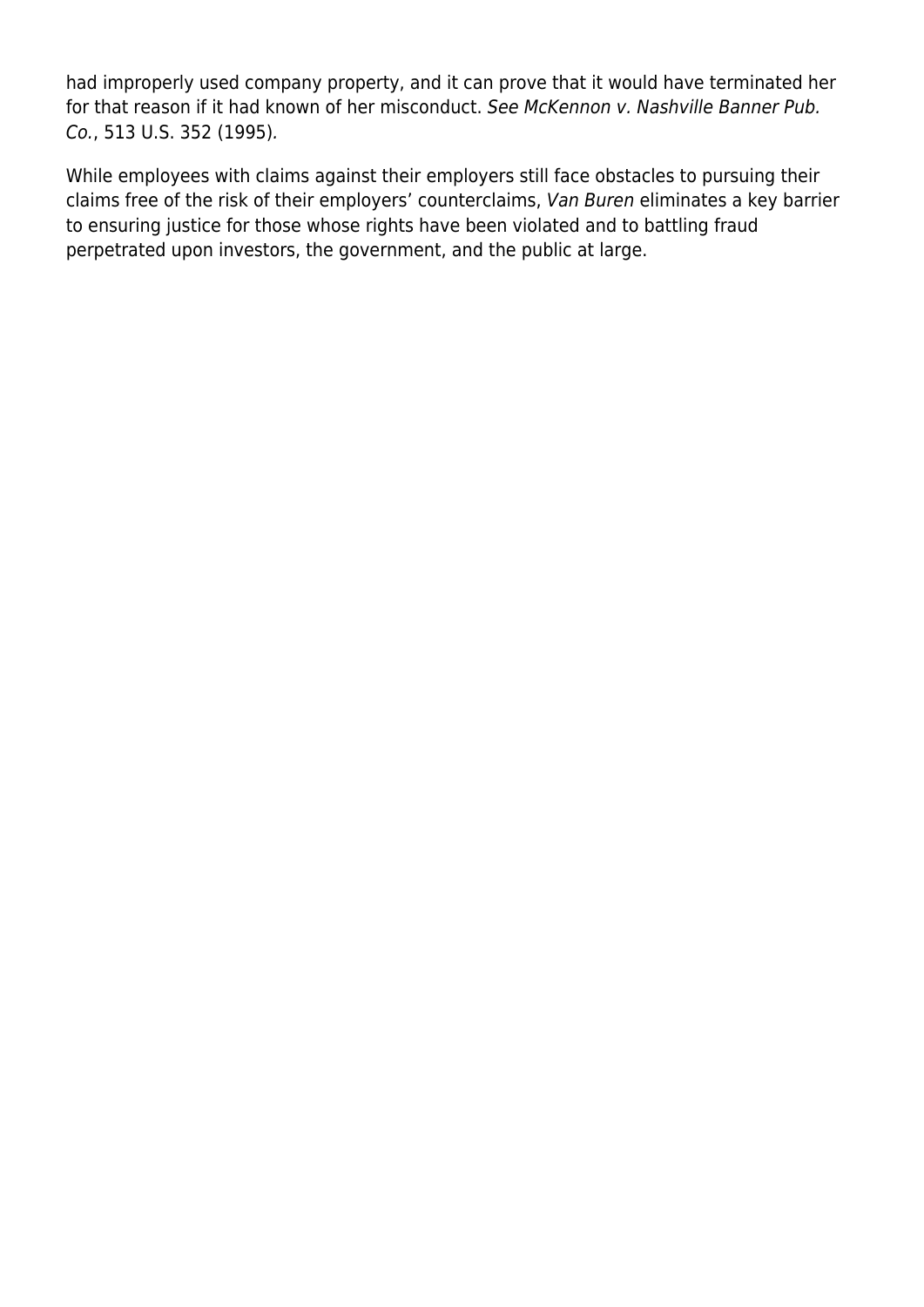had improperly used company property, and it can prove that it would have terminated her for that reason if it had known of her misconduct. *See McKennon v. Nashville Banner Pub. Co.*, 513 U.S. 352 (1995).

While employees with claims against their employers still face obstacles to pursuing their claims free of the risk of their employers' counterclaims, *Van Buren* eliminates a key barrier to ensuring justice for those whose rights have been violated and to battling fraud perpetrated upon investors, the government, and the public at large.